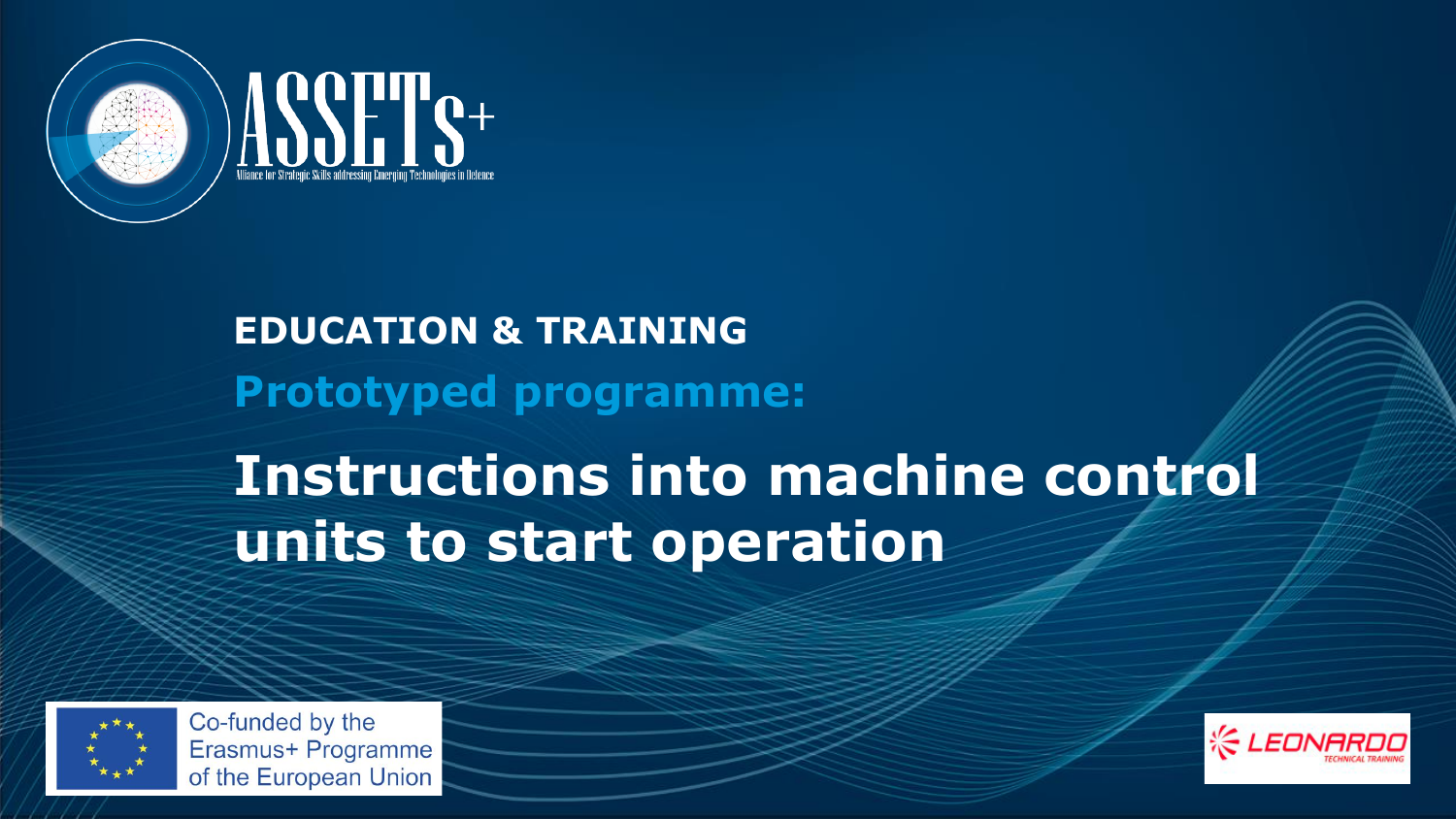ASSETs+

Alliance for Strategic Skills addressing Emerging Technologies in Defence

## EDUCATION & TRAINING

**Prototyped programme:**

# Instructions into machine control units to start operation

Co-funded by the Erasmus+ Programme of the European Union

LEONARDO TECHNICAL TRAINING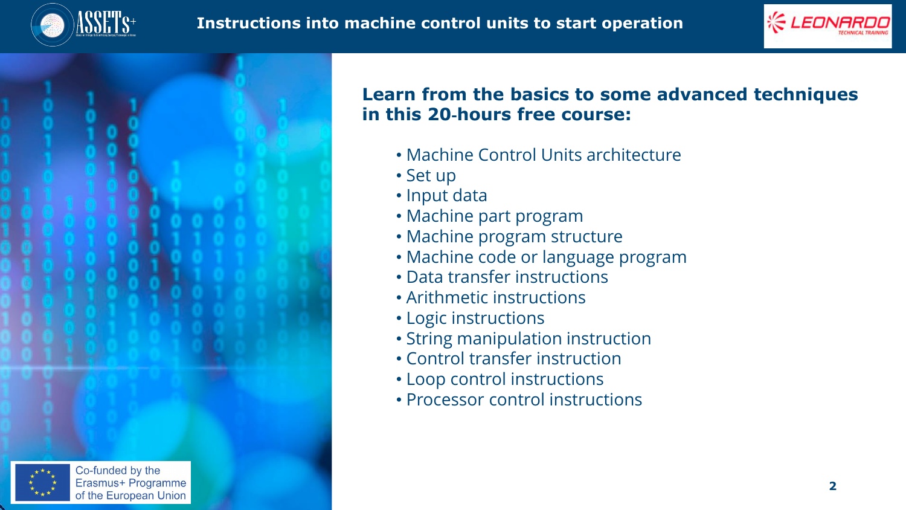**Learn from the basics to some advanced techniques in this 20-hours free course:**

- Machine Control Units architecture
- Set up
- Input data
- Machine part program
- Machine program structure
- Machine code or language program
- Data transfer instructions
- Arithmetic instructions
- Logic instructions
- String manipulation instruction
- Control transfer instruction
- Loop control instructions
- Processor control instructions

Co-funded by the Erasmus+ Programme of the European Union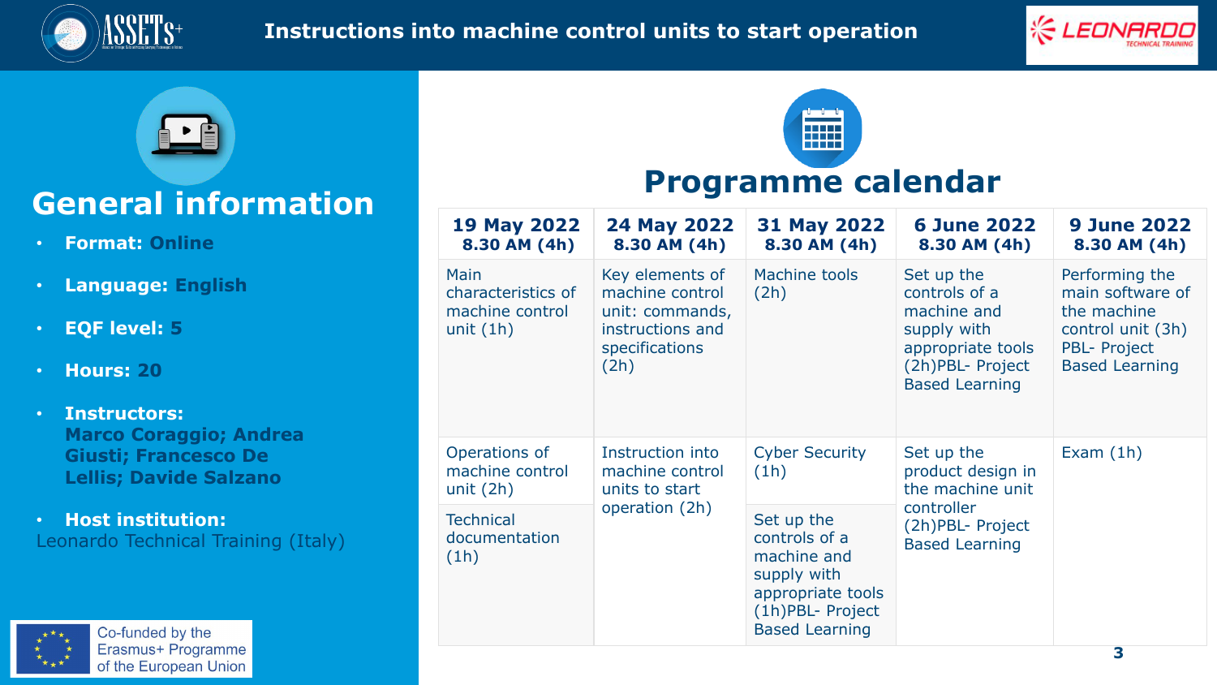# Instructions into machine control units to start operation

## General information

- **Format:** **Online**
- **Language:** **English**
- **EQF level:** **5**
- **Hours:** **20**
- **Instructors:** **Marco Coraggio; Andrea Giusti; Francesco De Lellis; Davide Salzano**
- **Host institution:** Leonardo Technical Training (Italy)

## Programme calendar

| 19 May 2022 8.30 AM (4h) | 24 May 2022 8.30 AM (4h) | 31 May 2022 8.30 AM (4h) | 6 June 2022 8.30 AM (4h) | 9 June 2022 8.30 AM (4h) |
|---|---|---|---|---|
| Main characteristics of machine control unit (1h) | Key elements of machine control unit: commands, instructions and specifications (2h) | Machine tools (2h) | Set up the controls of a machine and supply with appropriate tools (2h)PBL- Project Based Learning | Performing the main software of the machine control unit (3h) PBL- Project Based Learning |
| Operations of machine control unit (2h) | Instruction into machine control units to start operation (2h) | Cyber Security (1h) | Set up the product design in the machine unit controller (2h)PBL- Project Based Learning | Exam (1h) |
| Technical documentation (1h) | | Set up the controls of a machine and supply with appropriate tools (1h)PBL- Project Based Learning | | |

Co-funded by the Erasmus+ Programme of the European Union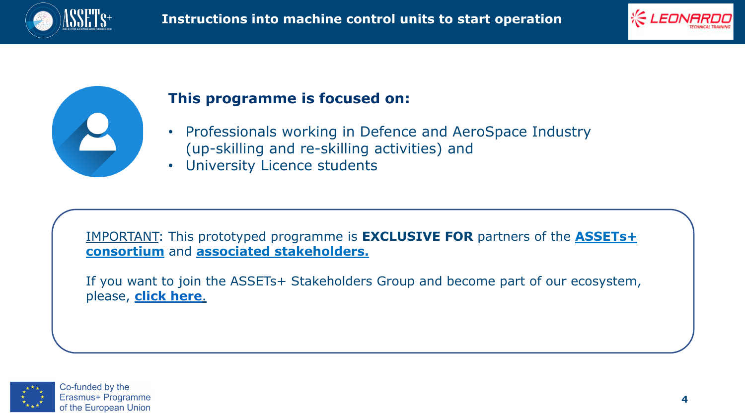**This programme is focused on:**

- Professionals working in Defence and AeroSpace Industry (up-skilling and re-skilling activities) and
- University Licence students

IMPORTANT: This prototyped programme is **EXCLUSIVE FOR** partners of the **ASSETs+ consortium** and **associated stakeholders.**

If you want to join the ASSETs+ Stakeholders Group and become part of our ecosystem, please, **click here.**

Co-funded by the Erasmus+ Programme of the European Union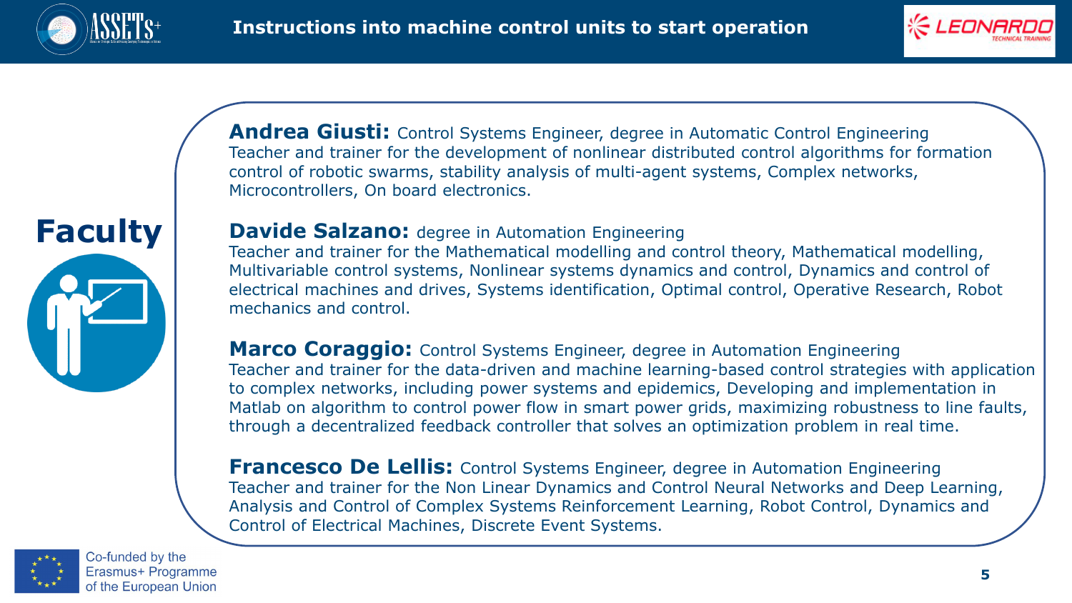# Instructions into machine control units to start operation

## Faculty

**Andrea Giusti:** Control Systems Engineer, degree in Automatic Control Engineering
Teacher and trainer for the development of nonlinear distributed control algorithms for formation control of robotic swarms, stability analysis of multi-agent systems, Complex networks, Microcontrollers, On board electronics.

**Davide Salzano:** degree in Automation Engineering
Teacher and trainer for the Mathematical modelling and control theory, Mathematical modelling, Multivariable control systems, Nonlinear systems dynamics and control, Dynamics and control of electrical machines and drives, Systems identification, Optimal control, Operative Research, Robot mechanics and control.

**Marco Coraggio:** Control Systems Engineer, degree in Automation Engineering
Teacher and trainer for the data-driven and machine learning-based control strategies with application to complex networks, including power systems and epidemics, Developing and implementation in Matlab on algorithm to control power flow in smart power grids, maximizing robustness to line faults, through a decentralized feedback controller that solves an optimization problem in real time.

**Francesco De Lellis:** Control Systems Engineer, degree in Automation Engineering
Teacher and trainer for the Non Linear Dynamics and Control Neural Networks and Deep Learning, Analysis and Control of Complex Systems Reinforcement Learning, Robot Control, Dynamics and Control of Electrical Machines, Discrete Event Systems.

Co-funded by the Erasmus+ Programme of the European Union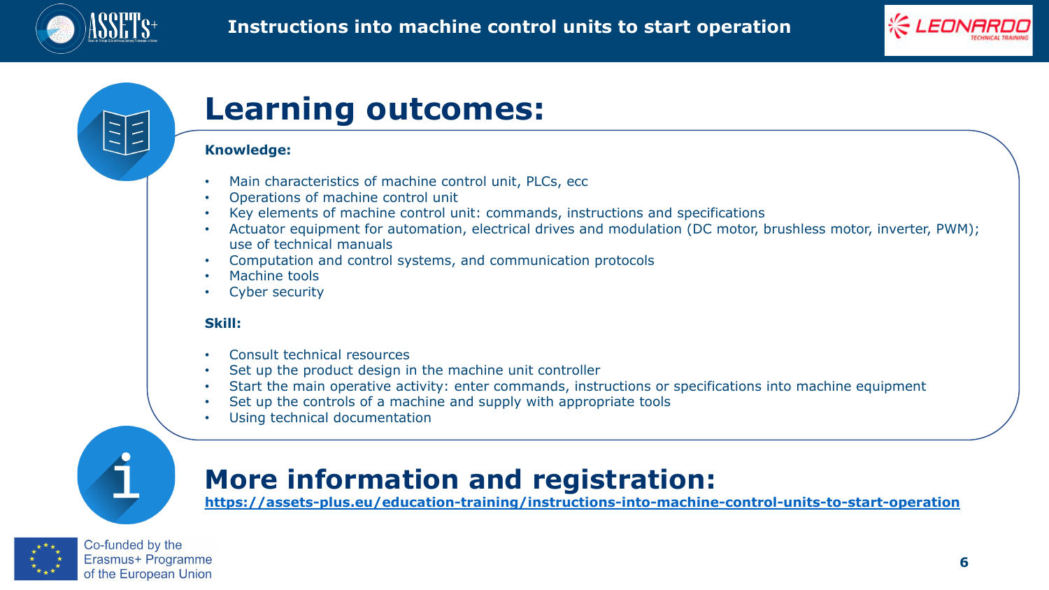# Instructions into machine control units to start operation

## Learning outcomes:

**Knowledge:**

- Main characteristics of machine control unit, PLCs, ecc
- Operations of machine control unit
- Key elements of machine control unit: commands, instructions and specifications
- Actuator equipment for automation, electrical drives and modulation (DC motor, brushless motor, inverter, PWM); use of technical manuals
- Computation and control systems, and communication protocols
- Machine tools
- Cyber security

**Skill:**

- Consult technical resources
- Set up the product design in the machine unit controller
- Start the main operative activity: enter commands, instructions or specifications into machine equipment
- Set up the controls of a machine and supply with appropriate tools
- Using technical documentation

## More information and registration:

https://assets-plus.eu/education-training/instructions-into-machine-control-units-to-start-operation

Co-funded by the Erasmus+ Programme of the European Union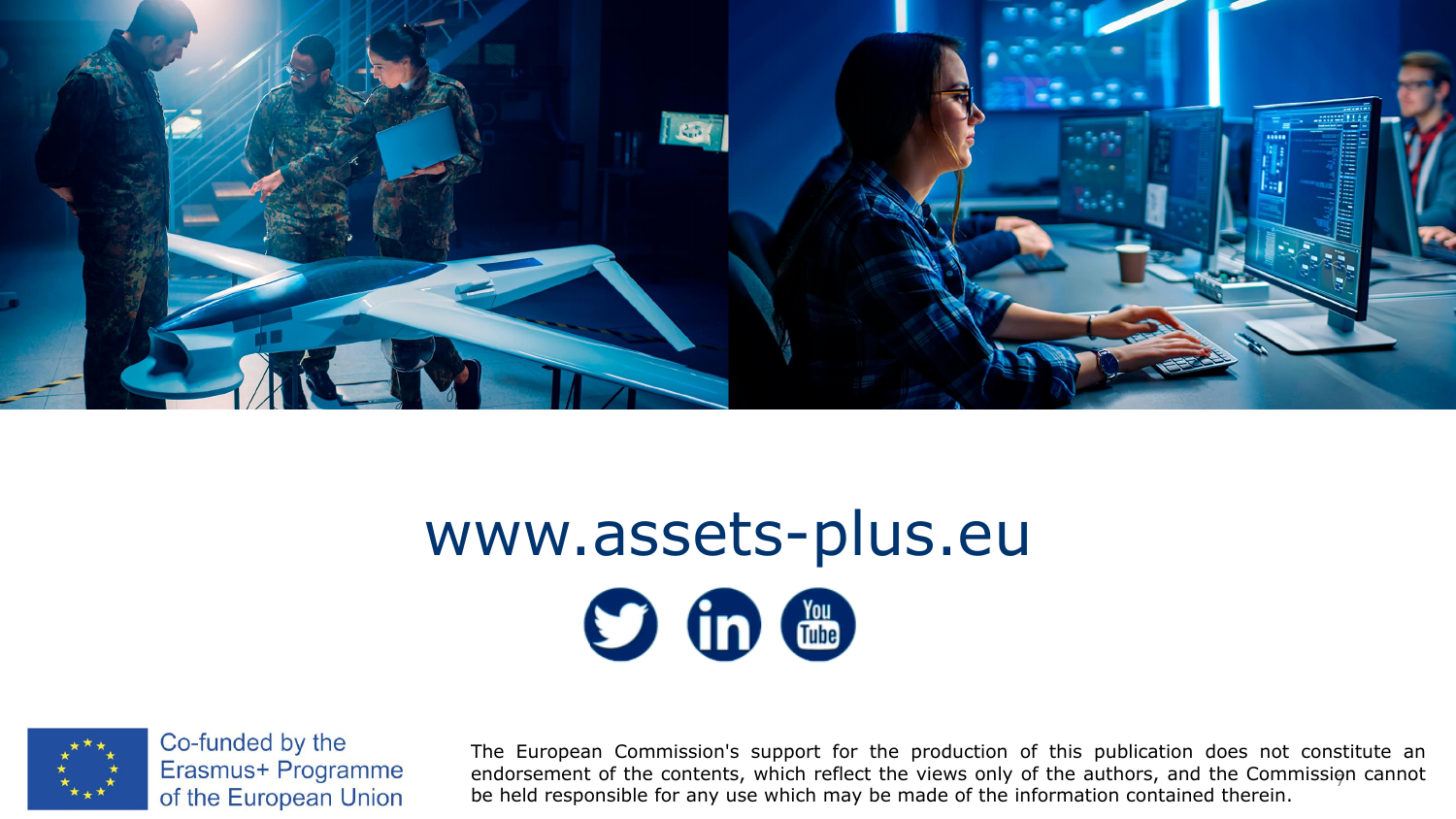www.assets-plus.eu

Co-funded by the Erasmus+ Programme of the European Union

The European Commission's support for the production of this publication does not constitute an endorsement of the contents, which reflect the views only of the authors, and the Commission cannot be held responsible for any use which may be made of the information contained therein.